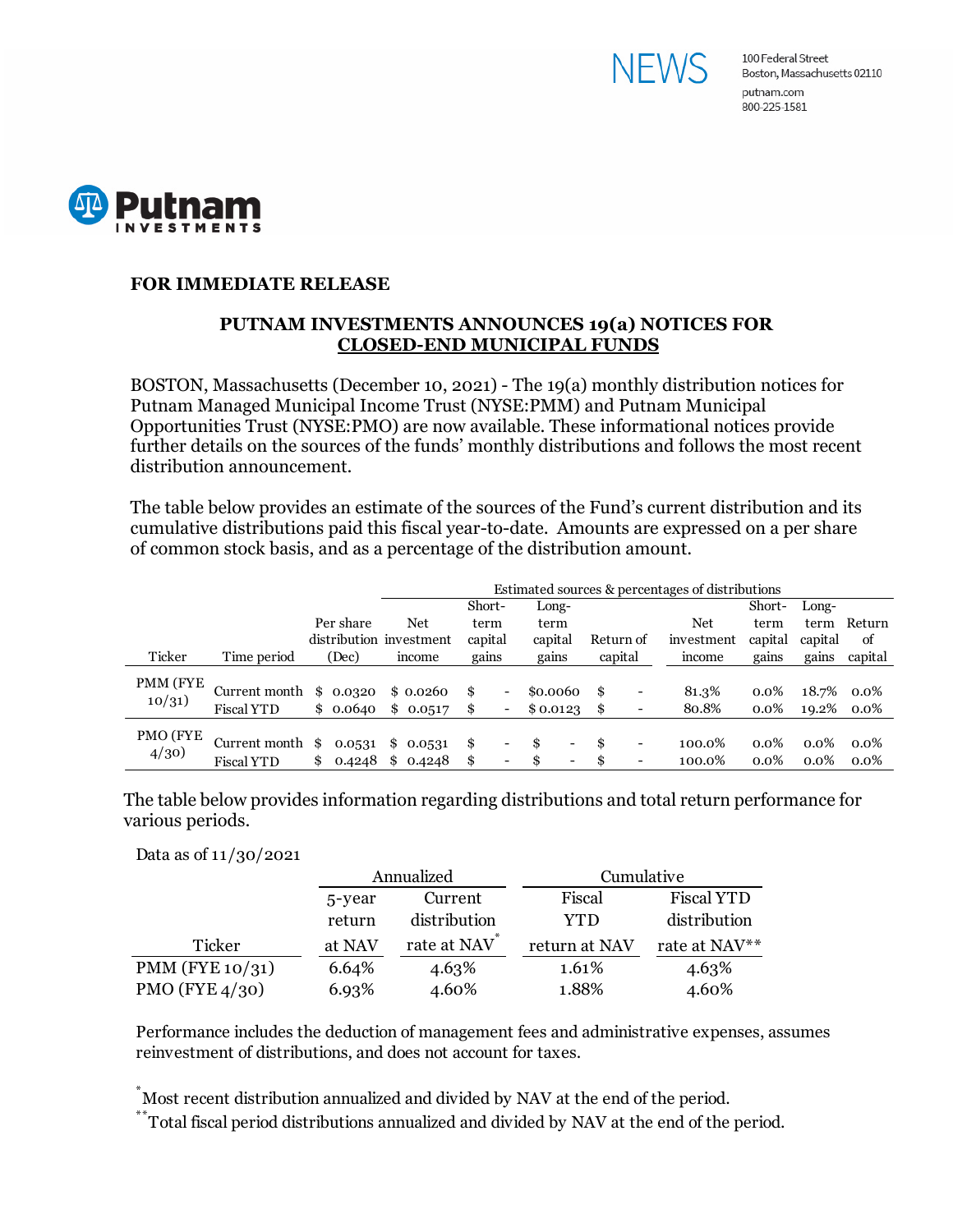NEWS

100 Federal Street
Boston, Massachusetts 02110
putnam.com
800-225-1581

Putnam INVESTMENTS

**FOR IMMEDIATE RELEASE**

## PUTNAM INVESTMENTS ANNOUNCES 19(a) NOTICES FOR CLOSED-END MUNICIPAL FUNDS

BOSTON, Massachusetts (December 10, 2021) - The 19(a) monthly distribution notices for Putnam Managed Municipal Income Trust (NYSE:PMM) and Putnam Municipal Opportunities Trust (NYSE:PMO) are now available. These informational notices provide further details on the sources of the funds' monthly distributions and follows the most recent distribution announcement.

The table below provides an estimate of the sources of the Fund's current distribution and its cumulative distributions paid this fiscal year-to-date. Amounts are expressed on a per share of common stock basis, and as a percentage of the distribution amount.

| | | | Estimated sources & percentages of distributions | | | | | | | |
|---|---|---|---|---|---|---|---|---|---|---|
| Ticker | Time period | Per share distribution (Dec) | Net investment income | Short-term capital gains | Long-term capital gains | Return of capital | Net investment income | Short-term capital gains | Long-term capital gains | Return of capital |
| PMM (FYE 10/31) | Current month | $ 0.0320 | $ 0.0260 | $ - | $0.0060 | $ - | 81.3% | 0.0% | 18.7% | 0.0% |
| | Fiscal YTD | $ 0.0640 | $ 0.0517 | $ - | $ 0.0123 | $ - | 80.8% | 0.0% | 19.2% | 0.0% |
| PMO (FYE 4/30) | Current month | $ 0.0531 | $ 0.0531 | $ - | $ - | $ - | 100.0% | 0.0% | 0.0% | 0.0% |
| | Fiscal YTD | $ 0.4248 | $ 0.4248 | $ - | $ - | $ - | 100.0% | 0.0% | 0.0% | 0.0% |

The table below provides information regarding distributions and total return performance for various periods.

Data as of 11/30/2021

| | Annualized | | Cumulative | |
|---|---|---|---|---|
| Ticker | 5-year return at NAV | Current distribution rate at NAV* | Fiscal YTD return at NAV | Fiscal YTD distribution rate at NAV** |
| PMM (FYE 10/31) | 6.64% | 4.63% | 1.61% | 4.63% |
| PMO (FYE 4/30) | 6.93% | 4.60% | 1.88% | 4.60% |

Performance includes the deduction of management fees and administrative expenses, assumes reinvestment of distributions, and does not account for taxes.

\* Most recent distribution annualized and divided by NAV at the end of the period.

\*\* Total fiscal period distributions annualized and divided by NAV at the end of the period.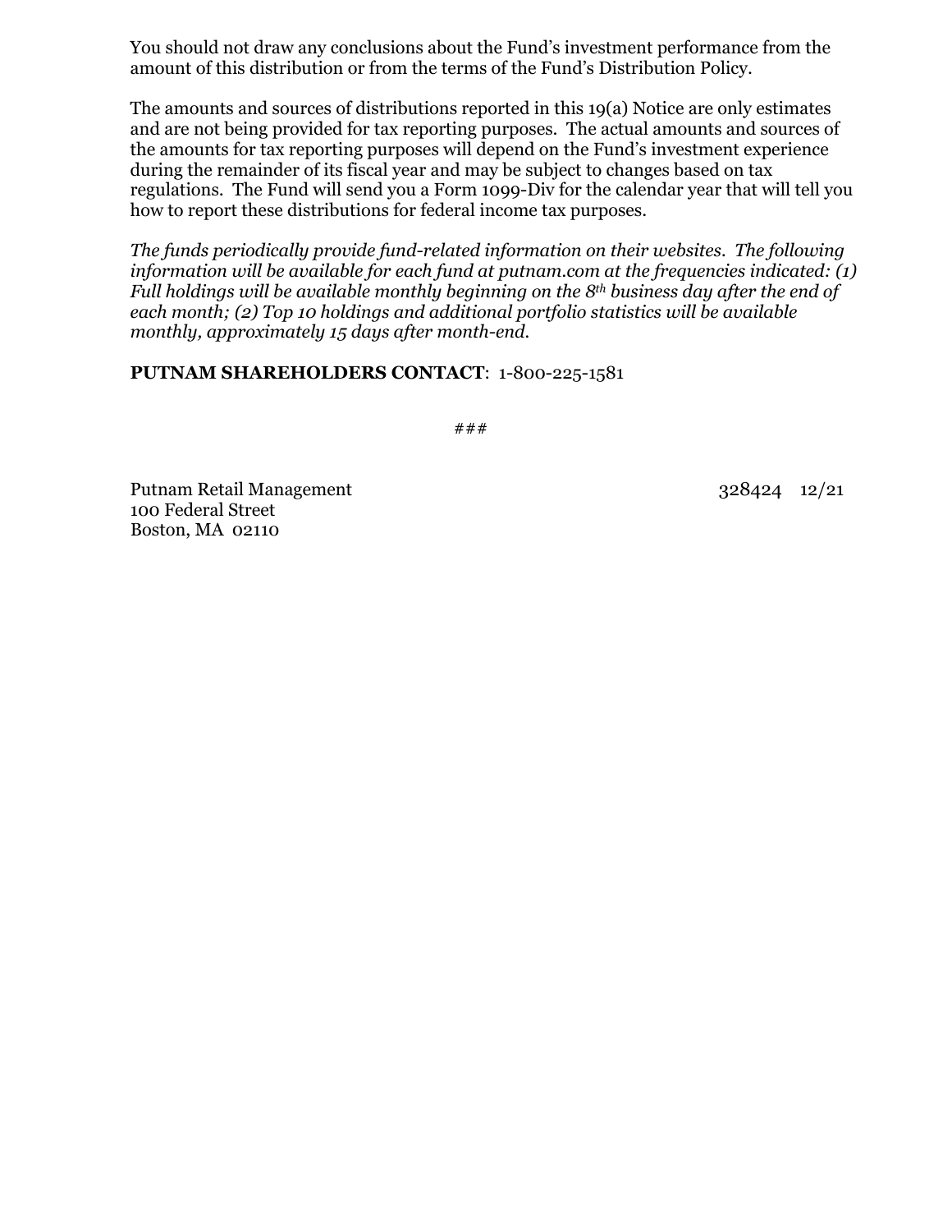You should not draw any conclusions about the Fund's investment performance from the amount of this distribution or from the terms of the Fund's Distribution Policy.

The amounts and sources of distributions reported in this 19(a) Notice are only estimates and are not being provided for tax reporting purposes. The actual amounts and sources of the amounts for tax reporting purposes will depend on the Fund's investment experience during the remainder of its fiscal year and may be subject to changes based on tax regulations. The Fund will send you a Form 1099-Div for the calendar year that will tell you how to report these distributions for federal income tax purposes.

*The funds periodically provide fund-related information on their websites. The following information will be available for each fund at putnam.com at the frequencies indicated: (1) Full holdings will be available monthly beginning on the 8th business day after the end of each month; (2) Top 10 holdings and additional portfolio statistics will be available monthly, approximately 15 days after month-end.*

**PUTNAM SHAREHOLDERS CONTACT**: 1-800-225-1581

###

Putnam Retail Management
100 Federal Street
Boston, MA 02110

328424 12/21